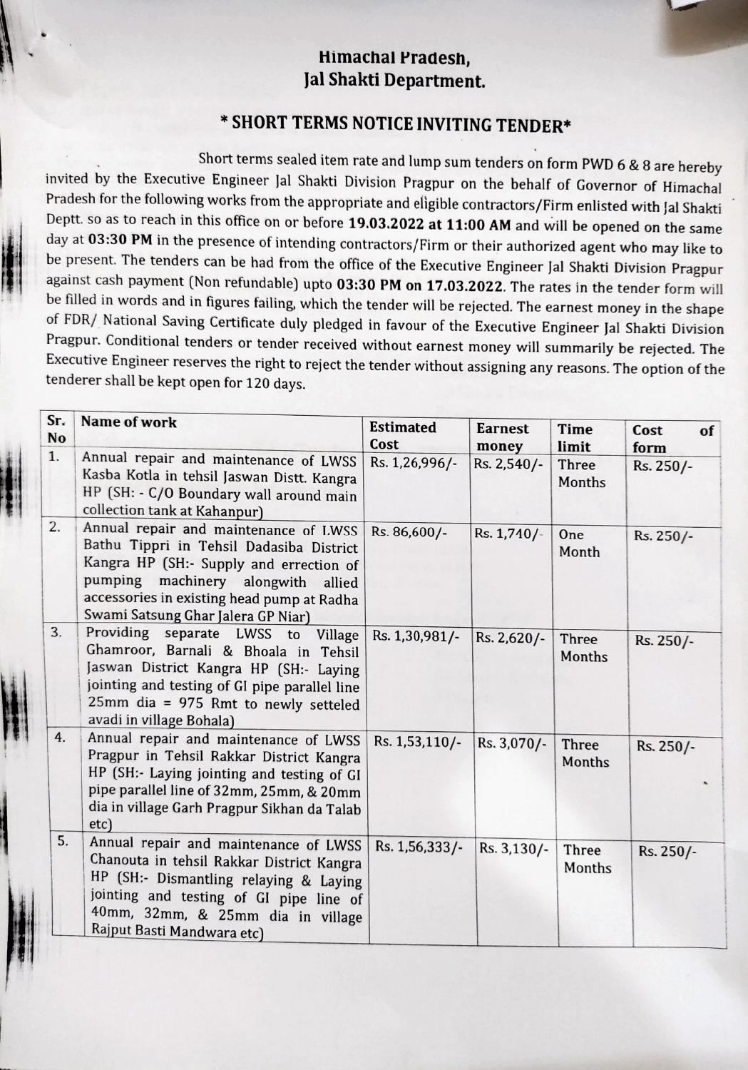# Himachal Pradesh,
# Jal Shakti Department.

## * SHORT TERMS NOTICE INVITING TENDER*

Short terms sealed item rate and lump sum tenders on form PWD 6 & 8 are hereby invited by the Executive Engineer Jal Shakti Division Pragpur on the behalf of Governor of Himachal Pradesh for the following works from the appropriate and eligible contractors/Firm enlisted with Jal Shakti Deptt. so as to reach in this office on or before **19.03.2022 at 11:00 AM** and will be opened on the same day at **03:30 PM** in the presence of intending contractors/Firm or their authorized agent who may like to be present. The tenders can be had from the office of the Executive Engineer Jal Shakti Division Pragpur against cash payment (Non refundable) upto **03:30 PM on 17.03.2022**. The rates in the tender form will be filled in words and in figures failing, which the tender will be rejected. The earnest money in the shape of FDR/ National Saving Certificate duly pledged in favour of the Executive Engineer Jal Shakti Division Pragpur. Conditional tenders or tender received without earnest money will summarily be rejected. The Executive Engineer reserves the right to reject the tender without assigning any reasons. The option of the tenderer shall be kept open for 120 days.

| Sr. No | Name of work | Estimated Cost | Earnest money | Time limit | Cost of form |
|---|---|---|---|---|---|
| 1. | Annual repair and maintenance of LWSS Kasba Kotla in tehsil Jaswan Distt. Kangra HP (SH: - C/O Boundary wall around main collection tank at Kahanpur) | Rs. 1,26,996/- | Rs. 2,540/- | Three Months | Rs. 250/- |
| 2. | Annual repair and maintenance of LWSS Bathu Tippri in Tehsil Dadasiba District Kangra HP (SH:- Supply and errection of pumping machinery alongwith allied accessories in existing head pump at Radha Swami Satsung Ghar Jalera GP Niar) | Rs. 86,600/- | Rs. 1,740/- | One Month | Rs. 250/- |
| 3. | Providing separate LWSS to Village Ghamroor, Barnali & Bhoala in Tehsil Jaswan District Kangra HP (SH:- Laying jointing and testing of GI pipe parallel line 25mm dia = 975 Rmt to newly setteled avadi in village Bohala) | Rs. 1,30,981/- | Rs. 2,620/- | Three Months | Rs. 250/- |
| 4. | Annual repair and maintenance of LWSS Pragpur in Tehsil Rakkar District Kangra HP (SH:- Laying jointing and testing of GI pipe parallel line of 32mm, 25mm, & 20mm dia in village Garh Pragpur Sikhan da Talab etc) | Rs. 1,53,110/- | Rs. 3,070/- | Three Months | Rs. 250/- |
| 5. | Annual repair and maintenance of LWSS Chanouta in tehsil Rakkar District Kangra HP (SH:- Dismantling relaying & Laying jointing and testing of GI pipe line of 40mm, 32mm, & 25mm dia in village Rajput Basti Mandwara etc) | Rs. 1,56,333/- | Rs. 3,130/- | Three Months | Rs. 250/- |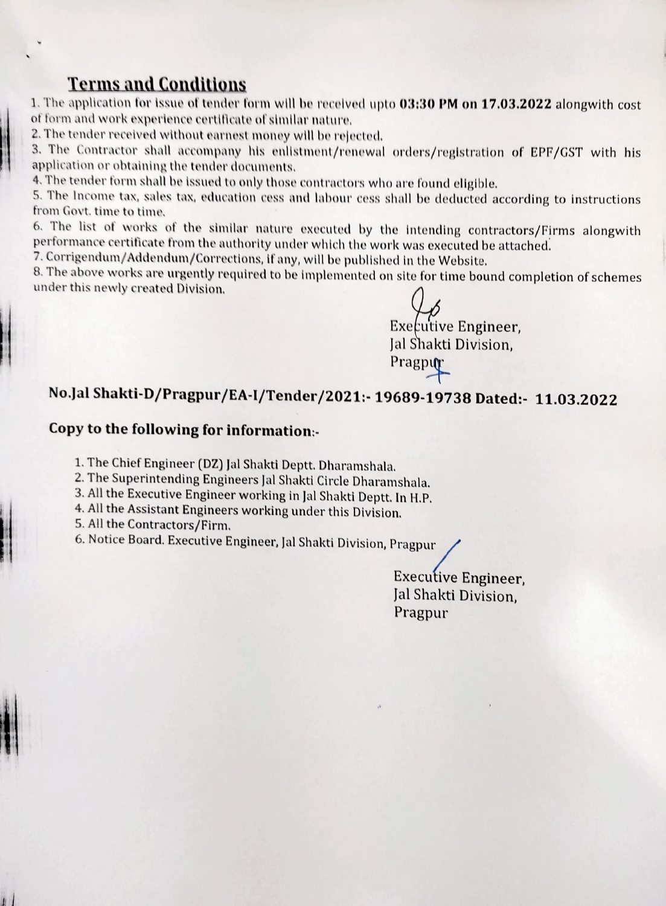## Terms and Conditions

1. The application for issue of tender form will be received upto **03:30 PM on 17.03.2022** alongwith cost of form and work experience certificate of similar nature.
2. The tender received without earnest money will be rejected.
3. The Contractor shall accompany his enlistment/renewal orders/registration of EPF/GST with his application or obtaining the tender documents.
4. The tender form shall be issued to only those contractors who are found eligible.
5. The Income tax, sales tax, education cess and labour cess shall be deducted according to instructions from Govt. time to time.
6. The list of works of the similar nature executed by the intending contractors/Firms alongwith performance certificate from the authority under which the work was executed be attached.
7. Corrigendum/Addendum/Corrections, if any, will be published in the Website.
8. The above works are urgently required to be implemented on site for time bound completion of schemes under this newly created Division.

Executive Engineer,
Jal Shakti Division,
Pragpur

**No.Jal Shakti-D/Pragpur/EA-I/Tender/2021:- 19689-19738 Dated:- 11.03.2022**

**Copy to the following for information:-**

1. The Chief Engineer (DZ) Jal Shakti Deptt. Dharamshala.
2. The Superintending Engineers Jal Shakti Circle Dharamshala.
3. All the Executive Engineer working in Jal Shakti Deptt. In H.P.
4. All the Assistant Engineers working under this Division.
5. All the Contractors/Firm.
6. Notice Board. Executive Engineer, Jal Shakti Division, Pragpur

Executive Engineer,
Jal Shakti Division,
Pragpur